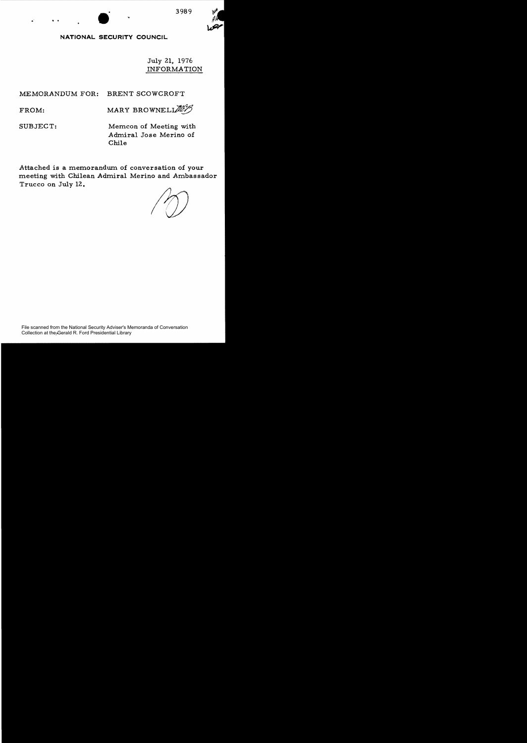3989

**NATIONAL SECURITY COUNCIL**

July 21, 1976
INFORMATION

MEMORANDUM FOR: BRENT SCOWCROFT

FROM: MARY BROWNELL

SUBJECT: Memcon of Meeting with Admiral Jose Merino of Chile

Attached is a memorandum of conversation of your meeting with Chilean Admiral Merino and Ambassador Trucco on July 12.

File scanned from the National Security Adviser's Memoranda of Conversation Collection at the Gerald R. Ford Presidential Library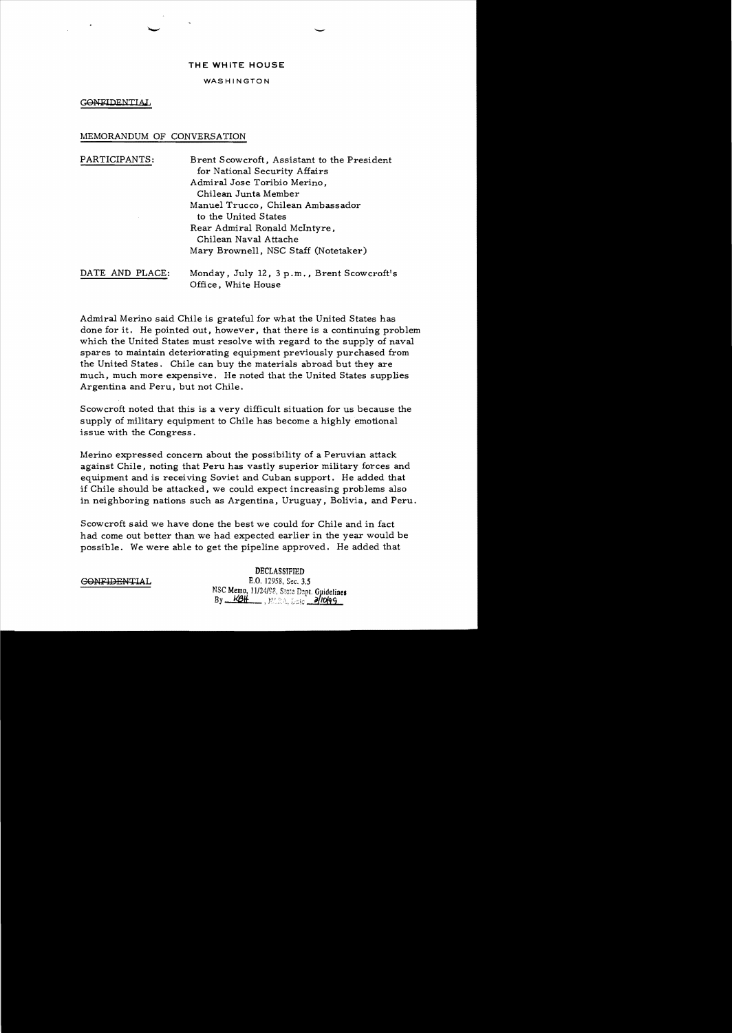# THE WHITE HOUSE

WASHINGTON

~~CONFIDENTIAL~~

MEMORANDUM OF CONVERSATION

PARTICIPANTS: Brent Scowcroft, Assistant to the President for National Security Affairs
Admiral Jose Toribio Merino, Chilean Junta Member
Manuel Trucco, Chilean Ambassador to the United States
Rear Admiral Ronald McIntyre, Chilean Naval Attache
Mary Brownell, NSC Staff (Notetaker)

DATE AND PLACE: Monday, July 12, 3 p.m., Brent Scowcroft's Office, White House

Admiral Merino said Chile is grateful for what the United States has done for it. He pointed out, however, that there is a continuing problem which the United States must resolve with regard to the supply of naval spares to maintain deteriorating equipment previously purchased from the United States. Chile can buy the materials abroad but they are much, much more expensive. He noted that the United States supplies Argentina and Peru, but not Chile.

Scowcroft noted that this is a very difficult situation for us because the supply of military equipment to Chile has become a highly emotional issue with the Congress.

Merino expressed concern about the possibility of a Peruvian attack against Chile, noting that Peru has vastly superior military forces and equipment and is receiving Soviet and Cuban support. He added that if Chile should be attacked, we could expect increasing problems also in neighboring nations such as Argentina, Uruguay, Bolivia, and Peru.

Scowcroft said we have done the best we could for Chile and in fact had come out better than we had expected earlier in the year would be possible. We were able to get the pipeline approved. He added that

~~CONFIDENTIAL~~

DECLASSIFIED
E.O. 12958, Sec. 3.5
NSC Memo, 11/24/98, State Dept. Guidelines
By KBH, NARA, Date 3/10/99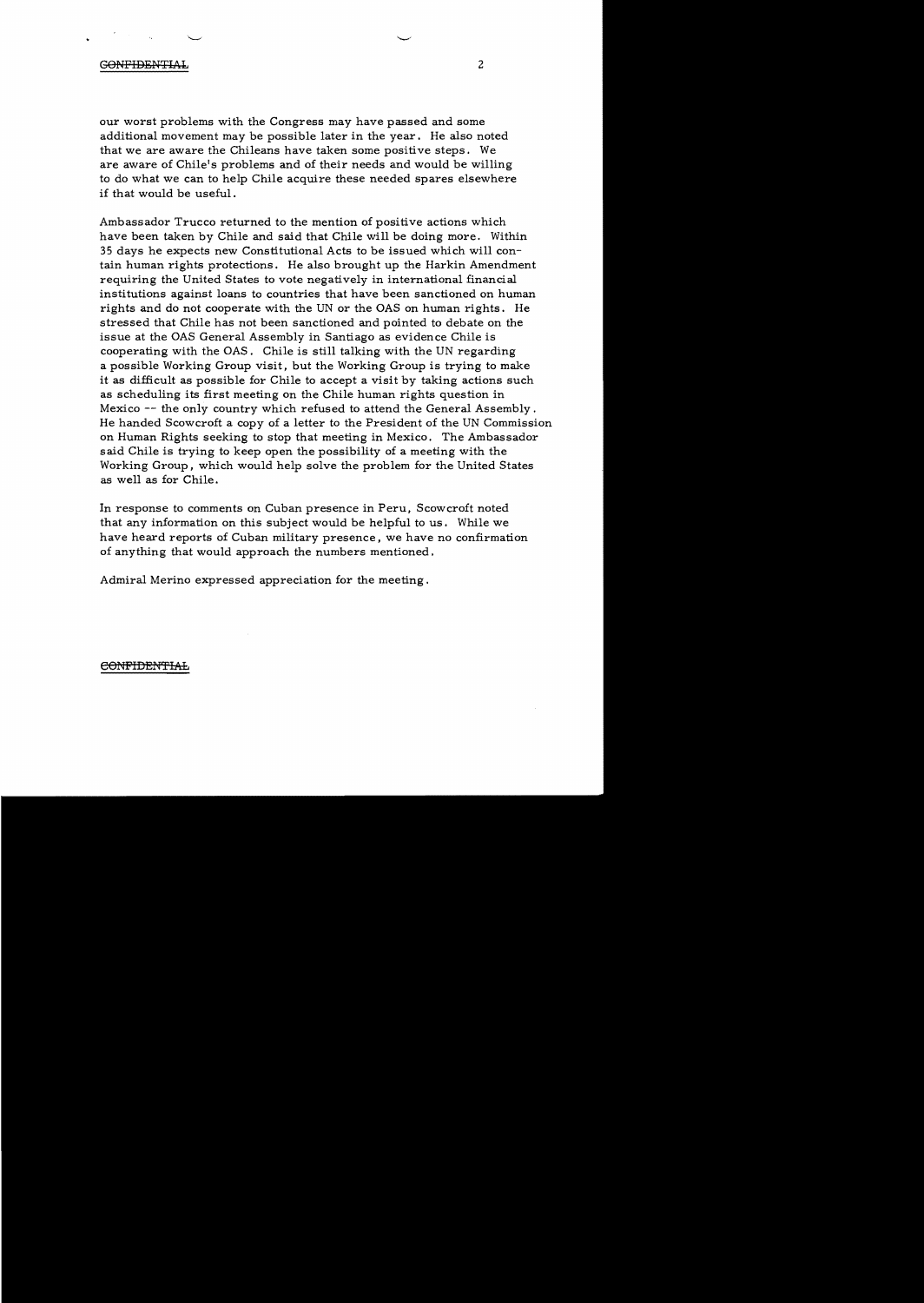CONFIDENTIAL

our worst problems with the Congress may have passed and some additional movement may be possible later in the year. He also noted that we are aware the Chileans have taken some positive steps. We are aware of Chile's problems and of their needs and would be willing to do what we can to help Chile acquire these needed spares elsewhere if that would be useful.

Ambassador Trucco returned to the mention of positive actions which have been taken by Chile and said that Chile will be doing more. Within 35 days he expects new Constitutional Acts to be issued which will contain human rights protections. He also brought up the Harkin Amendment requiring the United States to vote negatively in international financial institutions against loans to countries that have been sanctioned on human rights and do not cooperate with the UN or the OAS on human rights. He stressed that Chile has not been sanctioned and pointed to debate on the issue at the OAS General Assembly in Santiago as evidence Chile is cooperating with the OAS. Chile is still talking with the UN regarding a possible Working Group visit, but the Working Group is trying to make it as difficult as possible for Chile to accept a visit by taking actions such as scheduling its first meeting on the Chile human rights question in Mexico -- the only country which refused to attend the General Assembly. He handed Scowcroft a copy of a letter to the President of the UN Commission on Human Rights seeking to stop that meeting in Mexico. The Ambassador said Chile is trying to keep open the possibility of a meeting with the Working Group, which would help solve the problem for the United States as well as for Chile.

In response to comments on Cuban presence in Peru, Scowcroft noted that any information on this subject would be helpful to us. While we have heard reports of Cuban military presence, we have no confirmation of anything that would approach the numbers mentioned.

Admiral Merino expressed appreciation for the meeting.

CONFIDENTIAL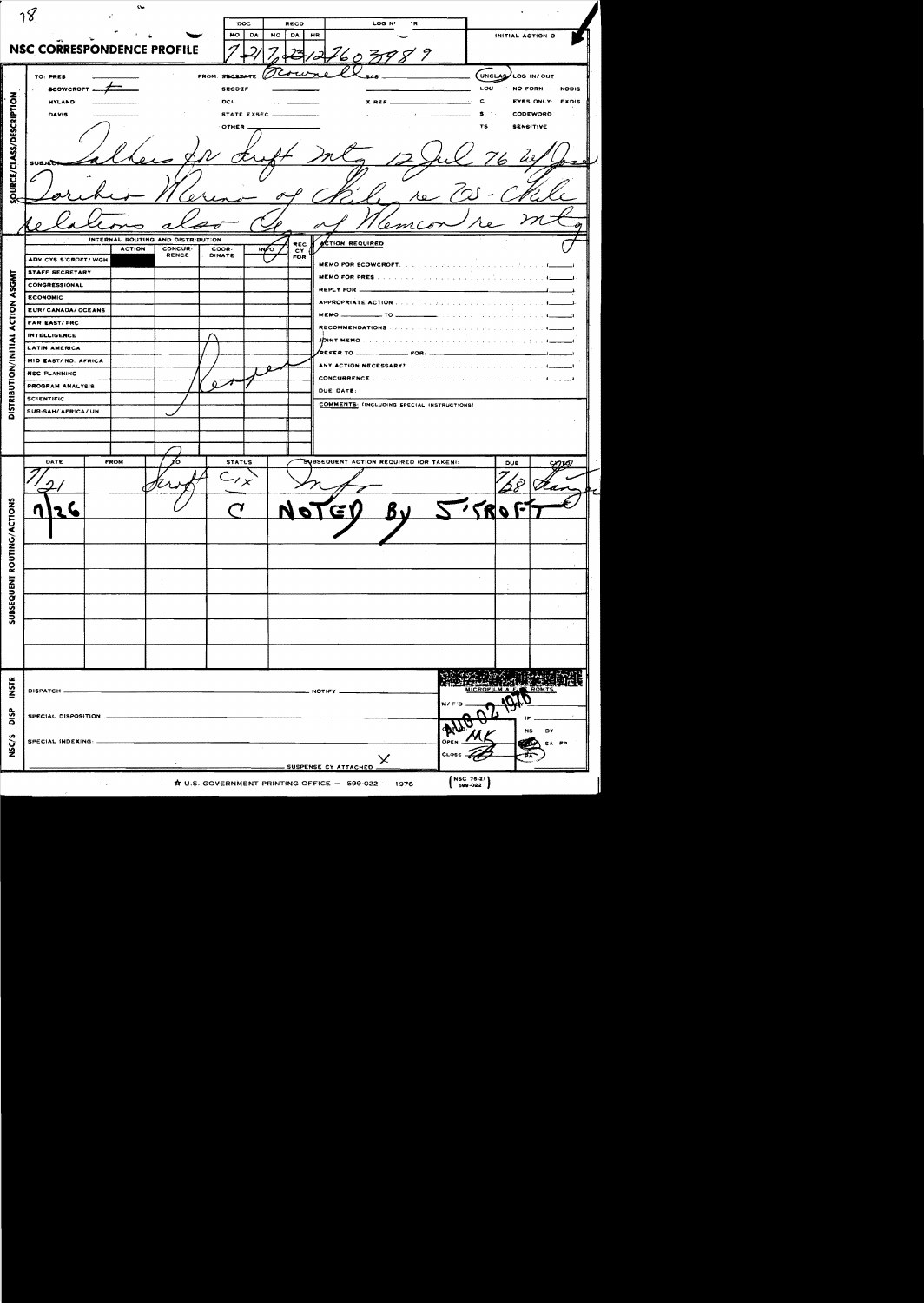78

# NSC CORRESPONDENCE PROFILE

| DOC MO | DOC DA | RECD MO | RECD DA | RECD HR | LOG NR |
|---|---|---|---|---|---|
| 7 | 21 | 7 | 23 | 12 | 7603989 |

INITIAL ACTION O

TO: PRES
SCOWCROFT ✓
HYLAND
DAVIS

FROM: SECSTATE Rowell S/S
SECDEF
DCI
STATE EXSEC
OTHER

X REF

UNCLAS (circled) LOG IN/OUT
LOU NO FORN NODIS
C EYES ONLY EXDIS
S CODEWORD
TS SENSITIVE

SUBJECT: Talkers for Scroft mtg 12 Jul 76 w/ Jose Toribio Merino of Chile re US-Chile relations also cy of Memcon re mtg

INTERNAL ROUTING AND DISTRIBUTION

| | ACTION | CONCURRENCE | COORDINATE | INFO | REC CY FOR |
|---|---|---|---|---|---|
| ADV CYS S'CROFT/WGH | | | | | |
| STAFF SECRETARY | | | | | |
| CONGRESSIONAL | | | | | |
| ECONOMIC | | | | | |
| EUR/CANADA/OCEANS | | | | | |
| FAR EAST/PRC | | | | | |
| INTELLIGENCE | | | | | |
| LATIN AMERICA | | | | | |
| MID EAST/NO. AFRICA | | | | | |
| NSC PLANNING | | | Low | | |
| PROGRAM ANALYSIS | | | | | |
| SCIENTIFIC | | | | | |
| SUB-SAH/AFRICA/UN | | | | | |

ACTION REQUIRED
MEMO FOR SCOWCROFT
MEMO FOR PRES
REPLY FOR
APPROPRIATE ACTION
MEMO ___ TO ___
RECOMMENDATIONS
JOINT MEMO
REFER TO ___ FOR ___
ANY ACTION NECESSARY?
CONCURRENCE
DUE DATE:
COMMENTS: (INCLUDING SPECIAL INSTRUCTIONS)

SUBSEQUENT ROUTING/ACTIONS

| DATE | FROM | TO | STATUS | SUBSEQUENT ACTION REQUIRED (OR TAKEN): | DUE | CY TO |
|---|---|---|---|---|---|---|
| 7/21 | | Scroft | C/X | mfr | 7/28 | Hunger |
| 7/26 | | | C | NOTED BY S'CROFT | | |

DISPATCH ___ NOTIFY ___
SPECIAL DISPOSITION:
SPECIAL INDEXING:
SUSPENSE CY ATTACHED X

MICROFILM & FILE RQMTS
M/F'D AUG 02 1976
OPEN MK
CLOSE
NS DY
SA FP
PA

★ U.S. GOVERNMENT PRINTING OFFICE — 599-022 — 1976 (NSC 75-21 599-022)